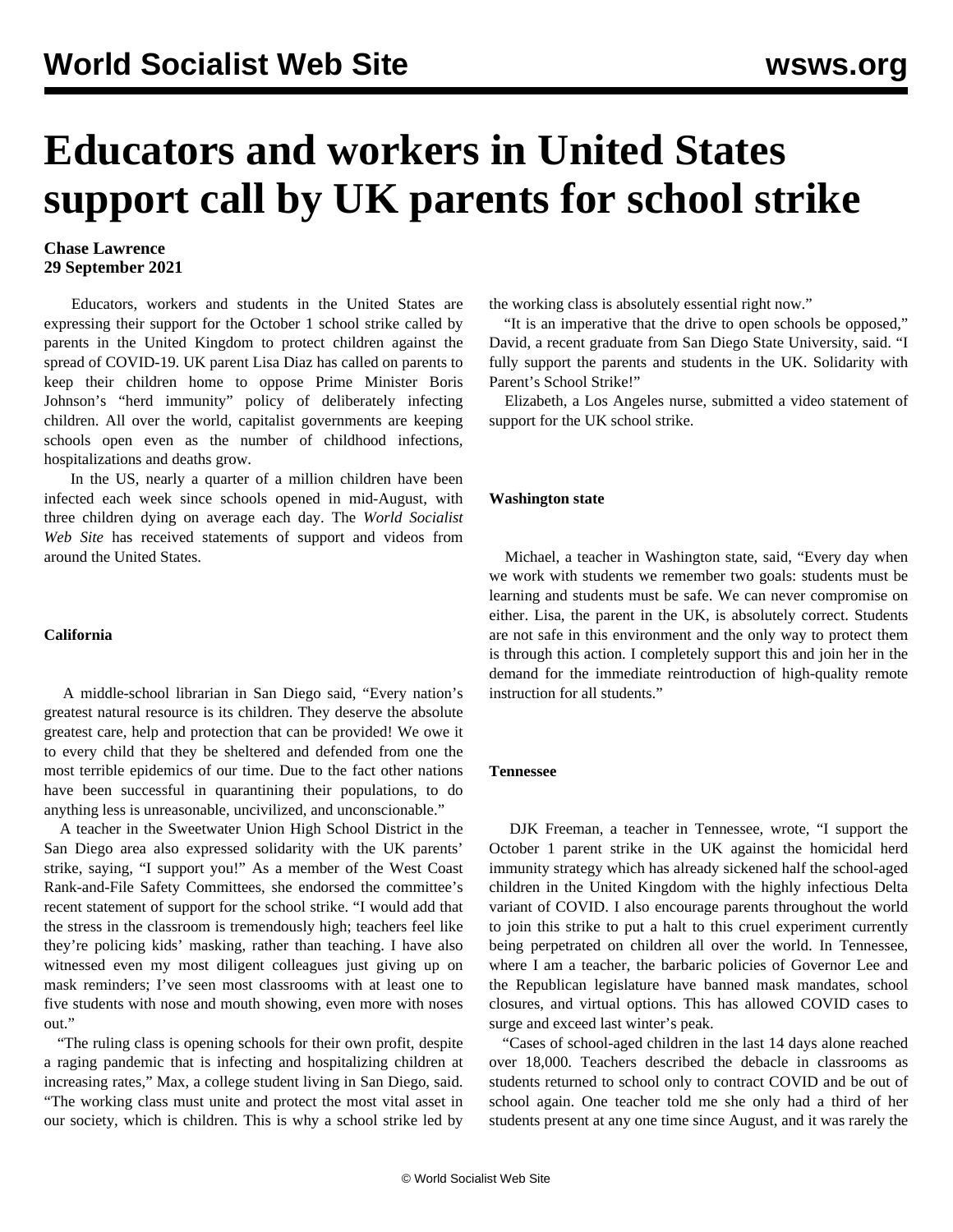# Educators and workers in United States support call by UK parents for school strike

**Chase Lawrence**
**29 September 2021**

Educators, workers and students in the United States are expressing their support for the October 1 school strike called by parents in the United Kingdom to protect children against the spread of COVID-19. UK parent Lisa Diaz has called on parents to keep their children home to oppose Prime Minister Boris Johnson's "herd immunity" policy of deliberately infecting children. All over the world, capitalist governments are keeping schools open even as the number of childhood infections, hospitalizations and deaths grow.

In the US, nearly a quarter of a million children have been infected each week since schools opened in mid-August, with three children dying on average each day. The *World Socialist Web Site* has received statements of support and videos from around the United States.

**California**

A middle-school librarian in San Diego said, "Every nation's greatest natural resource is its children. They deserve the absolute greatest care, help and protection that can be provided! We owe it to every child that they be sheltered and defended from one the most terrible epidemics of our time. Due to the fact other nations have been successful in quarantining their populations, to do anything less is unreasonable, uncivilized, and unconscionable."

A teacher in the Sweetwater Union High School District in the San Diego area also expressed solidarity with the UK parents' strike, saying, "I support you!" As a member of the West Coast Rank-and-File Safety Committees, she endorsed the committee's recent statement of support for the school strike. "I would add that the stress in the classroom is tremendously high; teachers feel like they're policing kids' masking, rather than teaching. I have also witnessed even my most diligent colleagues just giving up on mask reminders; I've seen most classrooms with at least one to five students with nose and mouth showing, even more with noses out."

"The ruling class is opening schools for their own profit, despite a raging pandemic that is infecting and hospitalizing children at increasing rates," Max, a college student living in San Diego, said. "The working class must unite and protect the most vital asset in our society, which is children. This is why a school strike led by the working class is absolutely essential right now."

"It is an imperative that the drive to open schools be opposed," David, a recent graduate from San Diego State University, said. "I fully support the parents and students in the UK. Solidarity with Parent's School Strike!"

Elizabeth, a Los Angeles nurse, submitted a video statement of support for the UK school strike.

**Washington state**

Michael, a teacher in Washington state, said, "Every day when we work with students we remember two goals: students must be learning and students must be safe. We can never compromise on either. Lisa, the parent in the UK, is absolutely correct. Students are not safe in this environment and the only way to protect them is through this action. I completely support this and join her in the demand for the immediate reintroduction of high-quality remote instruction for all students."

**Tennessee**

DJK Freeman, a teacher in Tennessee, wrote, "I support the October 1 parent strike in the UK against the homicidal herd immunity strategy which has already sickened half the school-aged children in the United Kingdom with the highly infectious Delta variant of COVID. I also encourage parents throughout the world to join this strike to put a halt to this cruel experiment currently being perpetrated on children all over the world. In Tennessee, where I am a teacher, the barbaric policies of Governor Lee and the Republican legislature have banned mask mandates, school closures, and virtual options. This has allowed COVID cases to surge and exceed last winter's peak.

"Cases of school-aged children in the last 14 days alone reached over 18,000. Teachers described the debacle in classrooms as students returned to school only to contract COVID and be out of school again. One teacher told me she only had a third of her students present at any one time since August, and it was rarely the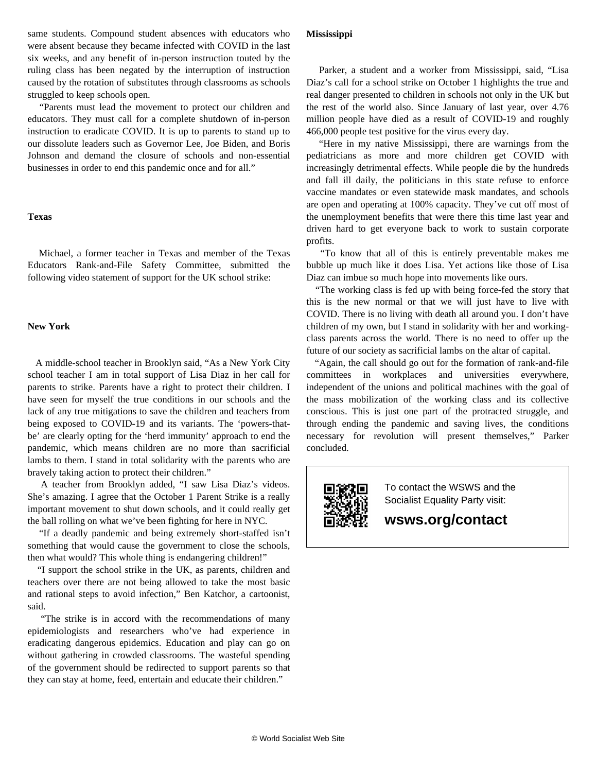same students. Compound student absences with educators who were absent because they became infected with COVID in the last six weeks, and any benefit of in-person instruction touted by the ruling class has been negated by the interruption of instruction caused by the rotation of substitutes through classrooms as schools struggled to keep schools open.

"Parents must lead the movement to protect our children and educators. They must call for a complete shutdown of in-person instruction to eradicate COVID. It is up to parents to stand up to our dissolute leaders such as Governor Lee, Joe Biden, and Boris Johnson and demand the closure of schools and non-essential businesses in order to end this pandemic once and for all."

**Texas**

Michael, a former teacher in Texas and member of the Texas Educators Rank-and-File Safety Committee, submitted the following video statement of support for the UK school strike:

**New York**

A middle-school teacher in Brooklyn said, "As a New York City school teacher I am in total support of Lisa Diaz in her call for parents to strike. Parents have a right to protect their children. I have seen for myself the true conditions in our schools and the lack of any true mitigations to save the children and teachers from being exposed to COVID-19 and its variants. The 'powers-that-be' are clearly opting for the 'herd immunity' approach to end the pandemic, which means children are no more than sacrificial lambs to them. I stand in total solidarity with the parents who are bravely taking action to protect their children."

A teacher from Brooklyn added, "I saw Lisa Diaz's videos. She's amazing. I agree that the October 1 Parent Strike is a really important movement to shut down schools, and it could really get the ball rolling on what we've been fighting for here in NYC.

"If a deadly pandemic and being extremely short-staffed isn't something that would cause the government to close the schools, then what would? This whole thing is endangering children!"

"I support the school strike in the UK, as parents, children and teachers over there are not being allowed to take the most basic and rational steps to avoid infection," Ben Katchor, a cartoonist, said.

"The strike is in accord with the recommendations of many epidemiologists and researchers who've had experience in eradicating dangerous epidemics. Education and play can go on without gathering in crowded classrooms. The wasteful spending of the government should be redirected to support parents so that they can stay at home, feed, entertain and educate their children."

**Mississippi**

Parker, a student and a worker from Mississippi, said, "Lisa Diaz's call for a school strike on October 1 highlights the true and real danger presented to children in schools not only in the UK but the rest of the world also. Since January of last year, over 4.76 million people have died as a result of COVID-19 and roughly 466,000 people test positive for the virus every day.

"Here in my native Mississippi, there are warnings from the pediatricians as more and more children get COVID with increasingly detrimental effects. While people die by the hundreds and fall ill daily, the politicians in this state refuse to enforce vaccine mandates or even statewide mask mandates, and schools are open and operating at 100% capacity. They've cut off most of the unemployment benefits that were there this time last year and driven hard to get everyone back to work to sustain corporate profits.

"To know that all of this is entirely preventable makes me bubble up much like it does Lisa. Yet actions like those of Lisa Diaz can imbue so much hope into movements like ours.

"The working class is fed up with being force-fed the story that this is the new normal or that we will just have to live with COVID. There is no living with death all around you. I don't have children of my own, but I stand in solidarity with her and working-class parents across the world. There is no need to offer up the future of our society as sacrificial lambs on the altar of capital.

"Again, the call should go out for the formation of rank-and-file committees in workplaces and universities everywhere, independent of the unions and political machines with the goal of the mass mobilization of the working class and its collective conscious. This is just one part of the protracted struggle, and through ending the pandemic and saving lives, the conditions necessary for revolution will present themselves," Parker concluded.

To contact the WSWS and the Socialist Equality Party visit:

**wsws.org/contact**